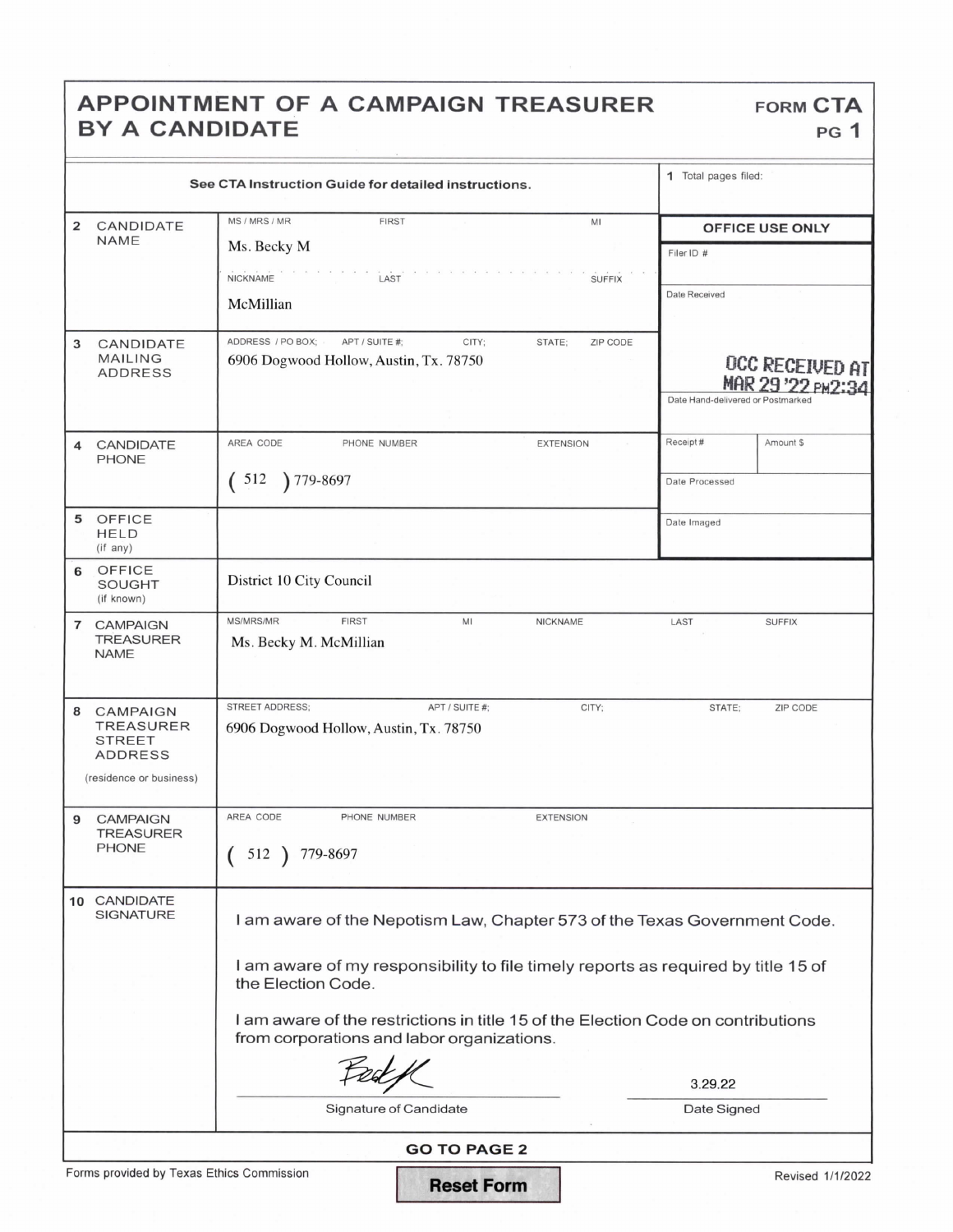# APPOINTMENT OF A CAMPAIGN TREASURER BY A CANDIDATE

**FORM CTA**
**PG 1**

**See CTA Instruction Guide for detailed instructions.**

| | | |
|---|---|---|
| **1** Total pages filed: | | |
| **2 CANDIDATE NAME** | MS / MRS / MR: Ms. FIRST: Becky MI: M<br>NICKNAME: LAST: McMillian SUFFIX: | **OFFICE USE ONLY**<br>Filer ID #<br>Date Received |
| **3 CANDIDATE MAILING ADDRESS** | ADDRESS / PO BOX; APT / SUITE #; CITY; STATE; ZIP CODE<br>6906 Dogwood Hollow, Austin, Tx. 78750 | OCC RECEIVED AT MAR 29 '22 PM2:34<br>Date Hand-delivered or Postmarked |
| **4 CANDIDATE PHONE** | AREA CODE ( 512 ) PHONE NUMBER 779-8697 EXTENSION | Receipt # Amount $<br>Date Processed |
| **5 OFFICE HELD** (if any) | | Date Imaged |
| **6 OFFICE SOUGHT** (if known) | District 10 City Council | |
| **7 CAMPAIGN TREASURER NAME** | MS/MRS/MR FIRST MI NICKNAME LAST SUFFIX<br>Ms. Becky M. McMillian | |
| **8 CAMPAIGN TREASURER STREET ADDRESS** (residence or business) | STREET ADDRESS; APT / SUITE #; CITY; STATE; ZIP CODE<br>6906 Dogwood Hollow, Austin, Tx. 78750 | |
| **9 CAMPAIGN TREASURER PHONE** | AREA CODE ( 512 ) PHONE NUMBER 779-8697 EXTENSION | |

**10 CANDIDATE SIGNATURE**

I am aware of the Nepotism Law, Chapter 573 of the Texas Government Code.

I am aware of my responsibility to file timely reports as required by title 15 of the Election Code.

I am aware of the restrictions in title 15 of the Election Code on contributions from corporations and labor organizations.

[Signature]
Signature of Candidate

3.29.22
Date Signed

**GO TO PAGE 2**

Forms provided by Texas Ethics Commission

Reset Form

Revised 1/1/2022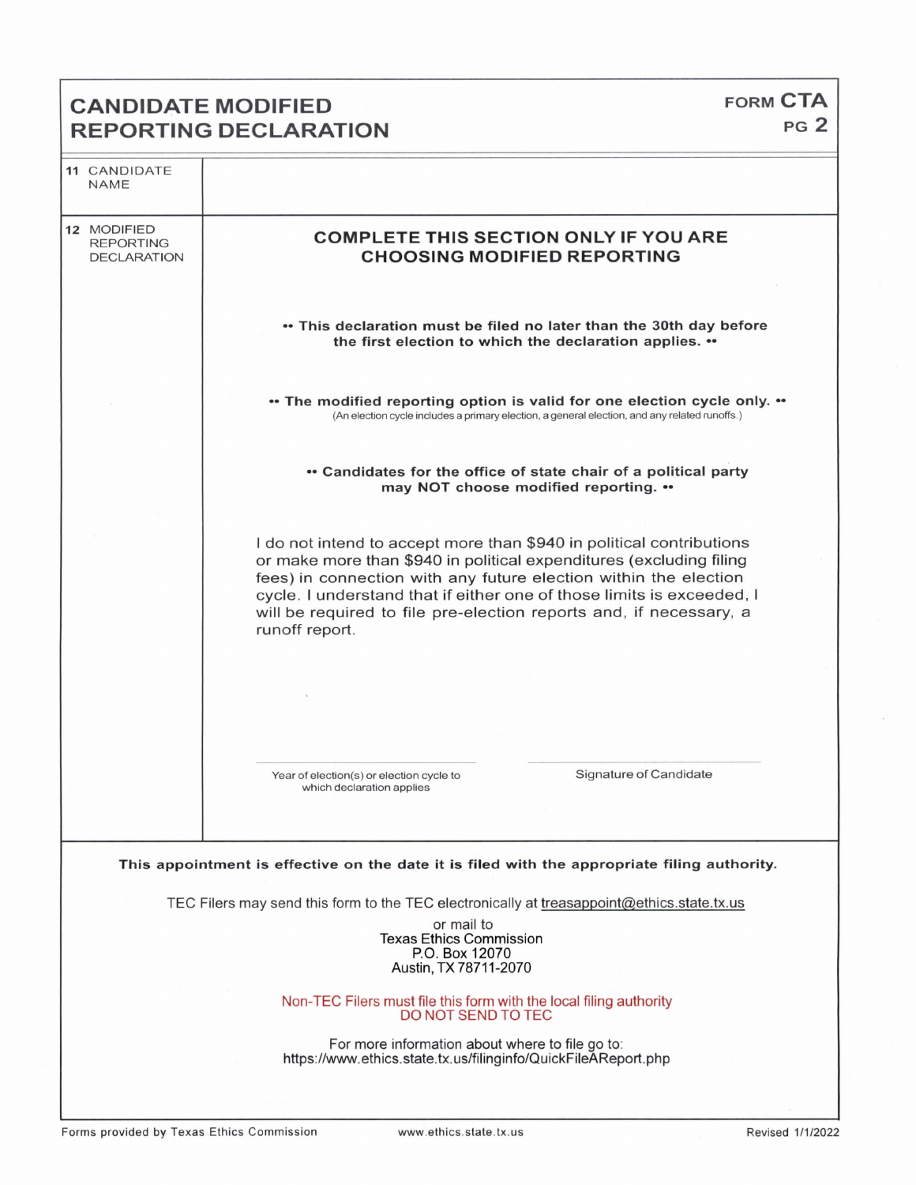# CANDIDATE MODIFIED REPORTING DECLARATION

**FORM CTA PG 2**

| | |
|---|---|
| 11 CANDIDATE NAME | |
| 12 MODIFIED REPORTING DECLARATION | **COMPLETE THIS SECTION ONLY IF YOU ARE CHOOSING MODIFIED REPORTING** |

**•• This declaration must be filed no later than the 30th day before the first election to which the declaration applies. ••**

**•• The modified reporting option is valid for one election cycle only. ••**
(An election cycle includes a primary election, a general election, and any related runoffs.)

**•• Candidates for the office of state chair of a political party may NOT choose modified reporting. ••**

I do not intend to accept more than $940 in political contributions or make more than $940 in political expenditures (excluding filing fees) in connection with any future election within the election cycle. I understand that if either one of those limits is exceeded, I will be required to file pre-election reports and, if necessary, a runoff report.

_______________________________ Year of election(s) or election cycle to which declaration applies

_______________________________ Signature of Candidate

**This appointment is effective on the date it is filed with the appropriate filing authority.**

TEC Filers may send this form to the TEC electronically at treasappoint@ethics.state.tx.us

or mail to
Texas Ethics Commission
P.O. Box 12070
Austin, TX 78711-2070

Non-TEC Filers must file this form with the local filing authority
DO NOT SEND TO TEC

For more information about where to file go to:
https://www.ethics.state.tx.us/filinginfo/QuickFileAReport.php

Forms provided by Texas Ethics Commission www.ethics.state.tx.us Revised 1/1/2022